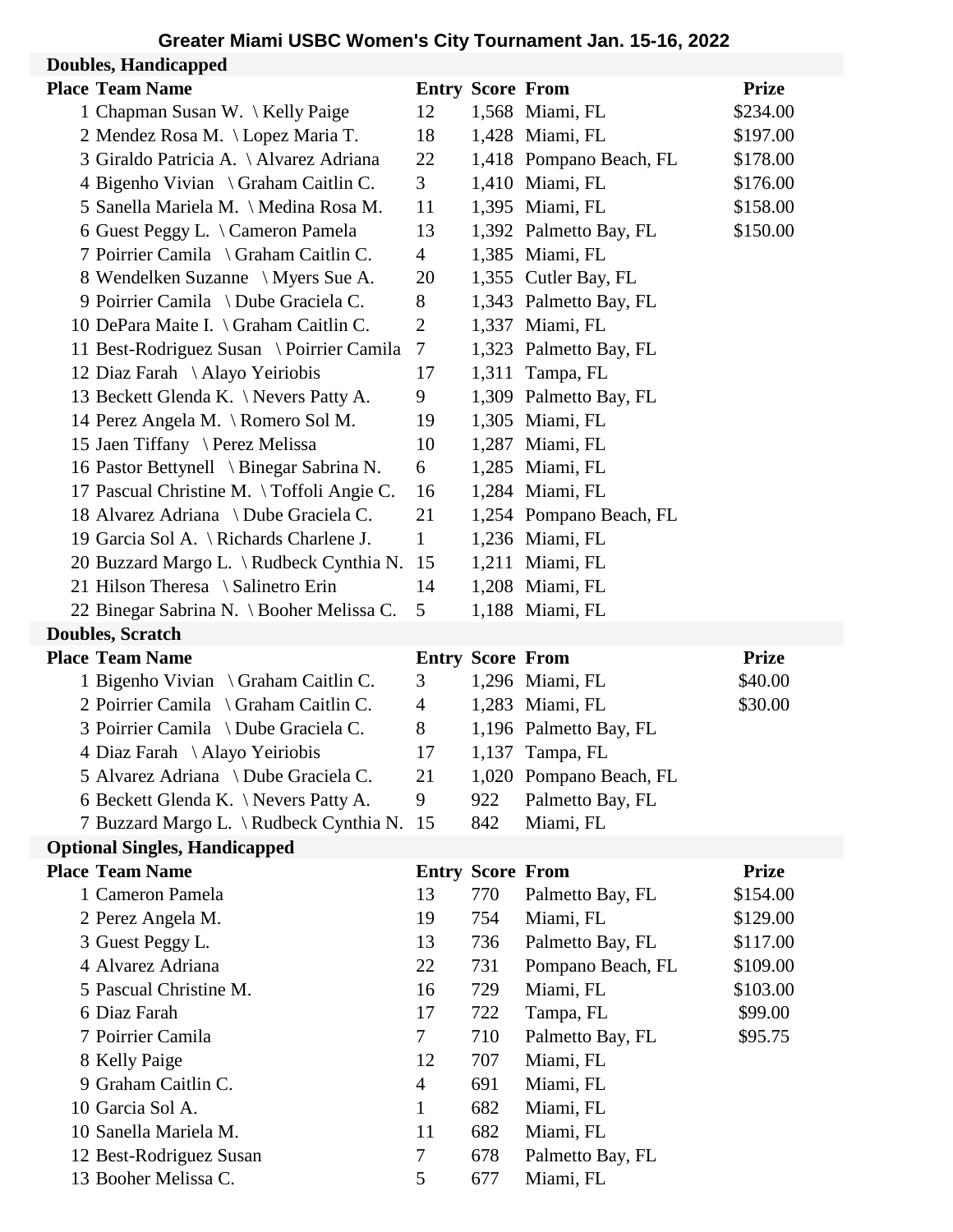# Greater Miami USBC Women's City Tournament Jan. 15-16, 2022

## Doubles, Handicapped

| Place | Team Name | Entry | Score | From | Prize |
|---|---|---|---|---|---|
| 1 | Chapman Susan W. \ Kelly Paige | 12 | 1,568 | Miami, FL | $234.00 |
| 2 | Mendez Rosa M. \ Lopez Maria T. | 18 | 1,428 | Miami, FL | $197.00 |
| 3 | Giraldo Patricia A. \ Alvarez Adriana | 22 | 1,418 | Pompano Beach, FL | $178.00 |
| 4 | Bigenho Vivian \ Graham Caitlin C. | 3 | 1,410 | Miami, FL | $176.00 |
| 5 | Sanella Mariela M. \ Medina Rosa M. | 11 | 1,395 | Miami, FL | $158.00 |
| 6 | Guest Peggy L. \ Cameron Pamela | 13 | 1,392 | Palmetto Bay, FL | $150.00 |
| 7 | Poirrier Camila \ Graham Caitlin C. | 4 | 1,385 | Miami, FL | |
| 8 | Wendelken Suzanne \ Myers Sue A. | 20 | 1,355 | Cutler Bay, FL | |
| 9 | Poirrier Camila \ Dube Graciela C. | 8 | 1,343 | Palmetto Bay, FL | |
| 10 | DePara Maite I. \ Graham Caitlin C. | 2 | 1,337 | Miami, FL | |
| 11 | Best-Rodriguez Susan \ Poirrier Camila | 7 | 1,323 | Palmetto Bay, FL | |
| 12 | Diaz Farah \ Alayo Yeiriobis | 17 | 1,311 | Tampa, FL | |
| 13 | Beckett Glenda K. \ Nevers Patty A. | 9 | 1,309 | Palmetto Bay, FL | |
| 14 | Perez Angela M. \ Romero Sol M. | 19 | 1,305 | Miami, FL | |
| 15 | Jaen Tiffany \ Perez Melissa | 10 | 1,287 | Miami, FL | |
| 16 | Pastor Bettynell \ Binegar Sabrina N. | 6 | 1,285 | Miami, FL | |
| 17 | Pascual Christine M. \ Toffoli Angie C. | 16 | 1,284 | Miami, FL | |
| 18 | Alvarez Adriana \ Dube Graciela C. | 21 | 1,254 | Pompano Beach, FL | |
| 19 | Garcia Sol A. \ Richards Charlene J. | 1 | 1,236 | Miami, FL | |
| 20 | Buzzard Margo L. \ Rudbeck Cynthia N. | 15 | 1,211 | Miami, FL | |
| 21 | Hilson Theresa \ Salinetro Erin | 14 | 1,208 | Miami, FL | |
| 22 | Binegar Sabrina N. \ Booher Melissa C. | 5 | 1,188 | Miami, FL | |

## Doubles, Scratch

| Place | Team Name | Entry | Score | From | Prize |
|---|---|---|---|---|---|
| 1 | Bigenho Vivian \ Graham Caitlin C. | 3 | 1,296 | Miami, FL | $40.00 |
| 2 | Poirrier Camila \ Graham Caitlin C. | 4 | 1,283 | Miami, FL | $30.00 |
| 3 | Poirrier Camila \ Dube Graciela C. | 8 | 1,196 | Palmetto Bay, FL | |
| 4 | Diaz Farah \ Alayo Yeiriobis | 17 | 1,137 | Tampa, FL | |
| 5 | Alvarez Adriana \ Dube Graciela C. | 21 | 1,020 | Pompano Beach, FL | |
| 6 | Beckett Glenda K. \ Nevers Patty A. | 9 | 922 | Palmetto Bay, FL | |
| 7 | Buzzard Margo L. \ Rudbeck Cynthia N. | 15 | 842 | Miami, FL | |

## Optional Singles, Handicapped

| Place | Team Name | Entry | Score | From | Prize |
|---|---|---|---|---|---|
| 1 | Cameron Pamela | 13 | 770 | Palmetto Bay, FL | $154.00 |
| 2 | Perez Angela M. | 19 | 754 | Miami, FL | $129.00 |
| 3 | Guest Peggy L. | 13 | 736 | Palmetto Bay, FL | $117.00 |
| 4 | Alvarez Adriana | 22 | 731 | Pompano Beach, FL | $109.00 |
| 5 | Pascual Christine M. | 16 | 729 | Miami, FL | $103.00 |
| 6 | Diaz Farah | 17 | 722 | Tampa, FL | $99.00 |
| 7 | Poirrier Camila | 7 | 710 | Palmetto Bay, FL | $95.75 |
| 8 | Kelly Paige | 12 | 707 | Miami, FL | |
| 9 | Graham Caitlin C. | 4 | 691 | Miami, FL | |
| 10 | Garcia Sol A. | 1 | 682 | Miami, FL | |
| 10 | Sanella Mariela M. | 11 | 682 | Miami, FL | |
| 12 | Best-Rodriguez Susan | 7 | 678 | Palmetto Bay, FL | |
| 13 | Booher Melissa C. | 5 | 677 | Miami, FL | |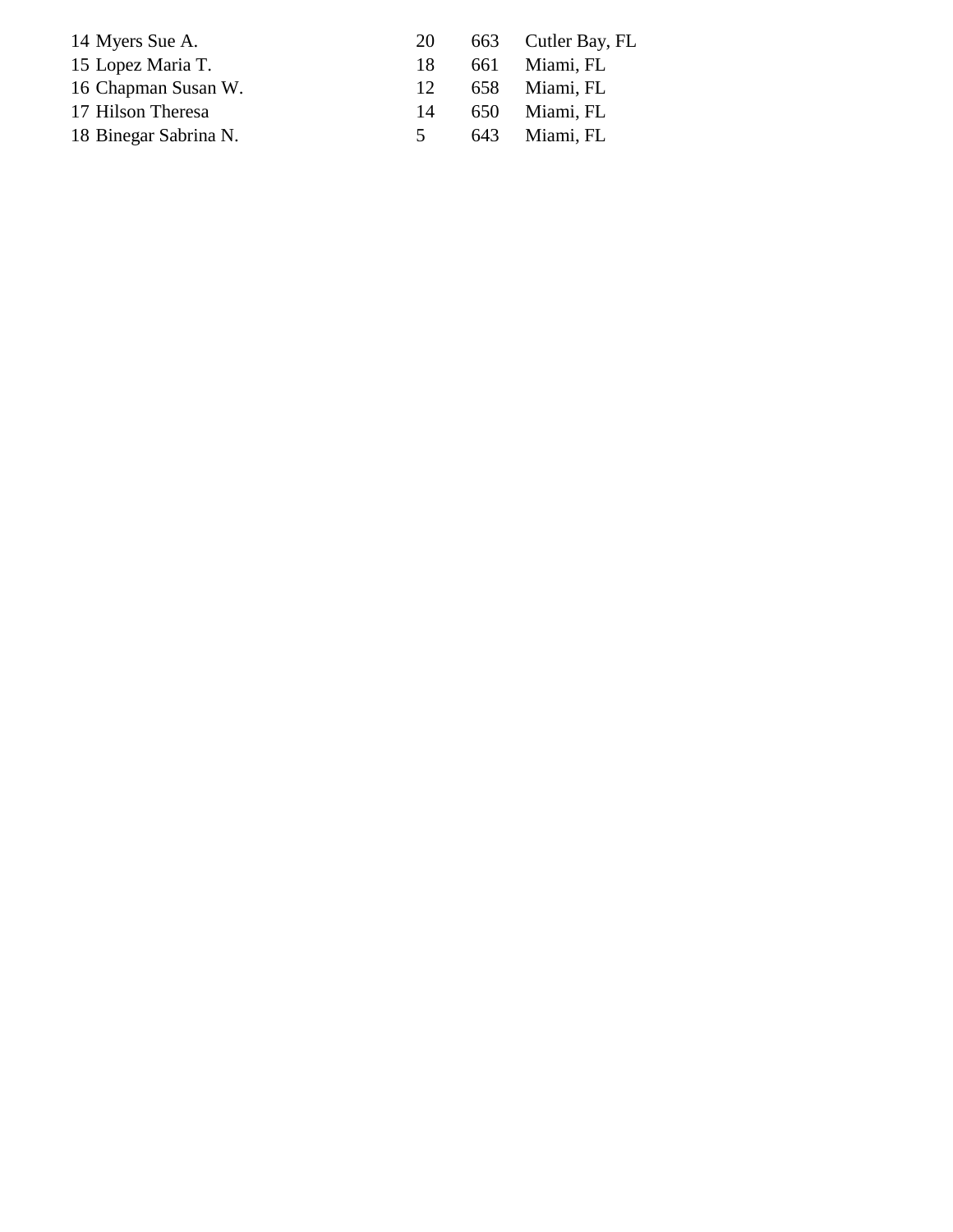| | | | |
|---|---|---|---|
| 14 Myers Sue A. | 20 | 663 | Cutler Bay, FL |
| 15 Lopez Maria T. | 18 | 661 | Miami, FL |
| 16 Chapman Susan W. | 12 | 658 | Miami, FL |
| 17 Hilson Theresa | 14 | 650 | Miami, FL |
| 18 Binegar Sabrina N. | 5 | 643 | Miami, FL |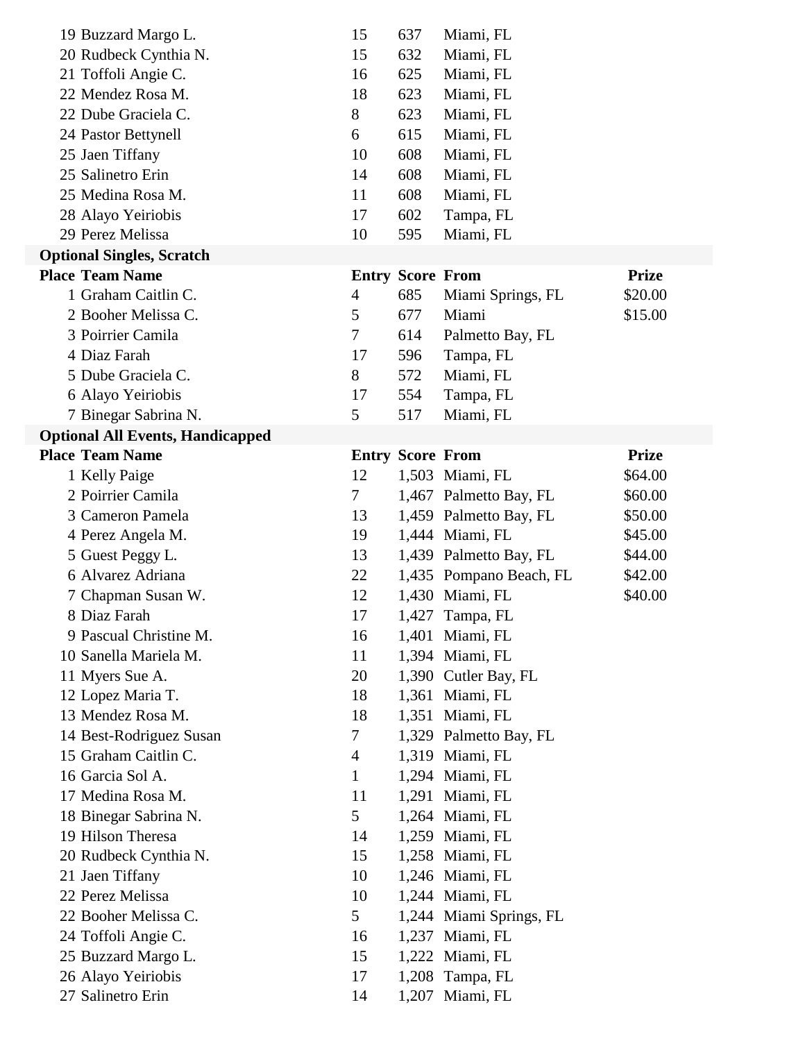| Place | Team Name | Entry | Score | From | Prize |
|---|---|---|---|---|---|
| 19 | Buzzard Margo L. | 15 | 637 | Miami, FL | |
| 20 | Rudbeck Cynthia N. | 15 | 632 | Miami, FL | |
| 21 | Toffoli Angie C. | 16 | 625 | Miami, FL | |
| 22 | Mendez Rosa M. | 18 | 623 | Miami, FL | |
| 22 | Dube Graciela C. | 8 | 623 | Miami, FL | |
| 24 | Pastor Bettynell | 6 | 615 | Miami, FL | |
| 25 | Jaen Tiffany | 10 | 608 | Miami, FL | |
| 25 | Salinetro Erin | 14 | 608 | Miami, FL | |
| 25 | Medina Rosa M. | 11 | 608 | Miami, FL | |
| 28 | Alayo Yeiriobis | 17 | 602 | Tampa, FL | |
| 29 | Perez Melissa | 10 | 595 | Miami, FL | |

**Optional Singles, Scratch**

| Place | Team Name | Entry | Score | From | Prize |
|---|---|---|---|---|---|
| 1 | Graham Caitlin C. | 4 | 685 | Miami Springs, FL | $20.00 |
| 2 | Booher Melissa C. | 5 | 677 | Miami | $15.00 |
| 3 | Poirrier Camila | 7 | 614 | Palmetto Bay, FL | |
| 4 | Diaz Farah | 17 | 596 | Tampa, FL | |
| 5 | Dube Graciela C. | 8 | 572 | Miami, FL | |
| 6 | Alayo Yeiriobis | 17 | 554 | Tampa, FL | |
| 7 | Binegar Sabrina N. | 5 | 517 | Miami, FL | |

**Optional All Events, Handicapped**

| Place | Team Name | Entry | Score | From | Prize |
|---|---|---|---|---|---|
| 1 | Kelly Paige | 12 | 1,503 | Miami, FL | $64.00 |
| 2 | Poirrier Camila | 7 | 1,467 | Palmetto Bay, FL | $60.00 |
| 3 | Cameron Pamela | 13 | 1,459 | Palmetto Bay, FL | $50.00 |
| 4 | Perez Angela M. | 19 | 1,444 | Miami, FL | $45.00 |
| 5 | Guest Peggy L. | 13 | 1,439 | Palmetto Bay, FL | $44.00 |
| 6 | Alvarez Adriana | 22 | 1,435 | Pompano Beach, FL | $42.00 |
| 7 | Chapman Susan W. | 12 | 1,430 | Miami, FL | $40.00 |
| 8 | Diaz Farah | 17 | 1,427 | Tampa, FL | |
| 9 | Pascual Christine M. | 16 | 1,401 | Miami, FL | |
| 10 | Sanella Mariela M. | 11 | 1,394 | Miami, FL | |
| 11 | Myers Sue A. | 20 | 1,390 | Cutler Bay, FL | |
| 12 | Lopez Maria T. | 18 | 1,361 | Miami, FL | |
| 13 | Mendez Rosa M. | 18 | 1,351 | Miami, FL | |
| 14 | Best-Rodriguez Susan | 7 | 1,329 | Palmetto Bay, FL | |
| 15 | Graham Caitlin C. | 4 | 1,319 | Miami, FL | |
| 16 | Garcia Sol A. | 1 | 1,294 | Miami, FL | |
| 17 | Medina Rosa M. | 11 | 1,291 | Miami, FL | |
| 18 | Binegar Sabrina N. | 5 | 1,264 | Miami, FL | |
| 19 | Hilson Theresa | 14 | 1,259 | Miami, FL | |
| 20 | Rudbeck Cynthia N. | 15 | 1,258 | Miami, FL | |
| 21 | Jaen Tiffany | 10 | 1,246 | Miami, FL | |
| 22 | Perez Melissa | 10 | 1,244 | Miami, FL | |
| 22 | Booher Melissa C. | 5 | 1,244 | Miami Springs, FL | |
| 24 | Toffoli Angie C. | 16 | 1,237 | Miami, FL | |
| 25 | Buzzard Margo L. | 15 | 1,222 | Miami, FL | |
| 26 | Alayo Yeiriobis | 17 | 1,208 | Tampa, FL | |
| 27 | Salinetro Erin | 14 | 1,207 | Miami, FL | |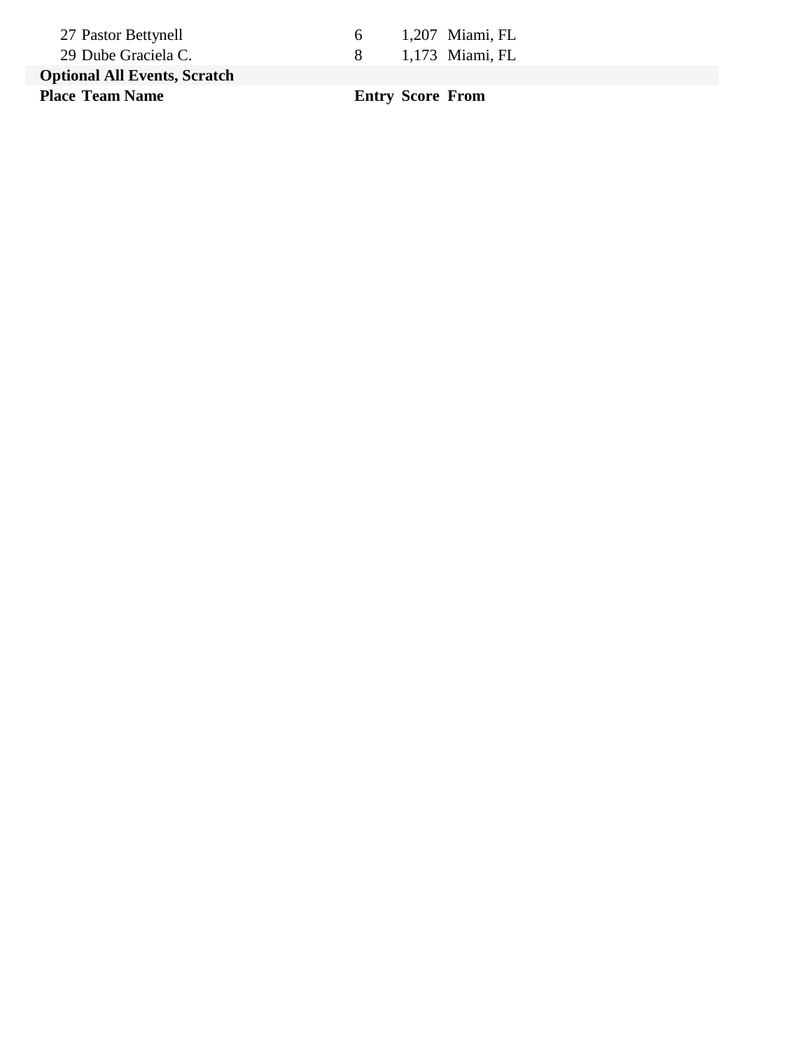| Place | Team Name | Entry | Score | From |
|---|---|---|---|---|
| 27 | Pastor Bettynell | 6 | 1,207 | Miami, FL |
| 29 | Dube Graciela C. | 8 | 1,173 | Miami, FL |

**Optional All Events, Scratch**

| Place | Team Name | Entry | Score | From |
|---|---|---|---|---|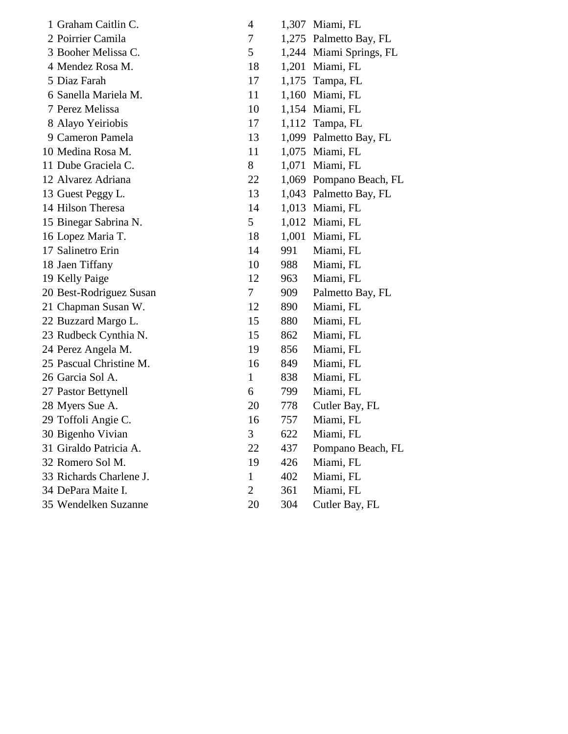| | | | | |
|---|---|---|---|---|
| 1 | Graham Caitlin C. | 4 | 1,307 | Miami, FL |
| 2 | Poirrier Camila | 7 | 1,275 | Palmetto Bay, FL |
| 3 | Booher Melissa C. | 5 | 1,244 | Miami Springs, FL |
| 4 | Mendez Rosa M. | 18 | 1,201 | Miami, FL |
| 5 | Diaz Farah | 17 | 1,175 | Tampa, FL |
| 6 | Sanella Mariela M. | 11 | 1,160 | Miami, FL |
| 7 | Perez Melissa | 10 | 1,154 | Miami, FL |
| 8 | Alayo Yeiriobis | 17 | 1,112 | Tampa, FL |
| 9 | Cameron Pamela | 13 | 1,099 | Palmetto Bay, FL |
| 10 | Medina Rosa M. | 11 | 1,075 | Miami, FL |
| 11 | Dube Graciela C. | 8 | 1,071 | Miami, FL |
| 12 | Alvarez Adriana | 22 | 1,069 | Pompano Beach, FL |
| 13 | Guest Peggy L. | 13 | 1,043 | Palmetto Bay, FL |
| 14 | Hilson Theresa | 14 | 1,013 | Miami, FL |
| 15 | Binegar Sabrina N. | 5 | 1,012 | Miami, FL |
| 16 | Lopez Maria T. | 18 | 1,001 | Miami, FL |
| 17 | Salinetro Erin | 14 | 991 | Miami, FL |
| 18 | Jaen Tiffany | 10 | 988 | Miami, FL |
| 19 | Kelly Paige | 12 | 963 | Miami, FL |
| 20 | Best-Rodriguez Susan | 7 | 909 | Palmetto Bay, FL |
| 21 | Chapman Susan W. | 12 | 890 | Miami, FL |
| 22 | Buzzard Margo L. | 15 | 880 | Miami, FL |
| 23 | Rudbeck Cynthia N. | 15 | 862 | Miami, FL |
| 24 | Perez Angela M. | 19 | 856 | Miami, FL |
| 25 | Pascual Christine M. | 16 | 849 | Miami, FL |
| 26 | Garcia Sol A. | 1 | 838 | Miami, FL |
| 27 | Pastor Bettynell | 6 | 799 | Miami, FL |
| 28 | Myers Sue A. | 20 | 778 | Cutler Bay, FL |
| 29 | Toffoli Angie C. | 16 | 757 | Miami, FL |
| 30 | Bigenho Vivian | 3 | 622 | Miami, FL |
| 31 | Giraldo Patricia A. | 22 | 437 | Pompano Beach, FL |
| 32 | Romero Sol M. | 19 | 426 | Miami, FL |
| 33 | Richards Charlene J. | 1 | 402 | Miami, FL |
| 34 | DePara Maite I. | 2 | 361 | Miami, FL |
| 35 | Wendelken Suzanne | 20 | 304 | Cutler Bay, FL |